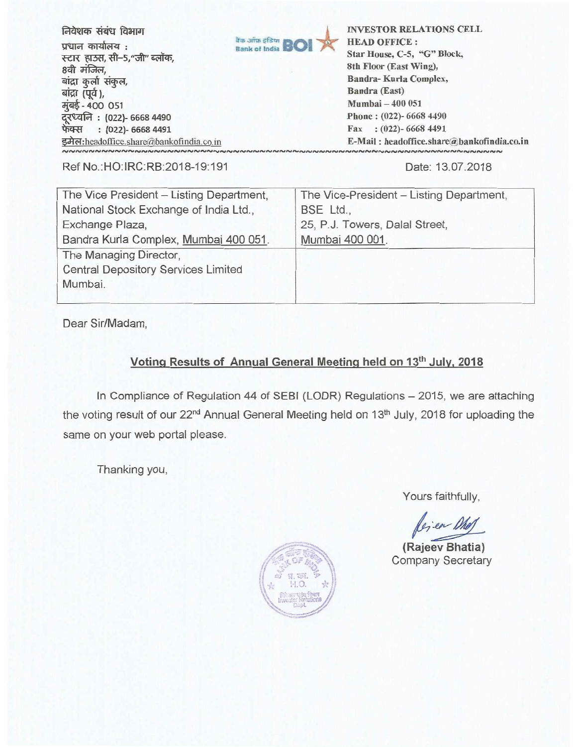निवेशक संबंध विभाग
प्रधान कार्यालय :
स्टार हाउस, सी-5,"जी" ब्लॉक,
8वी मंजिल,
बांद्रा कुर्ला संकुल,
बांद्रा (पूर्व),
मुंबई - 400 051
दूरध्वनि : (022)- 6668 4490
फेक्स : (022)- 6668 4491
इमेल:headoffice.share@bankofindia.co.in

बैंक ऑफ इंडिया Bank of India BOI

**INVESTOR RELATIONS CELL**
**HEAD OFFICE :**
Star House, C-5, "G" Block,
8th Floor (East Wing),
Bandra- Kurla Complex,
Bandra (East)
Mumbai – 400 051
Phone : (022)- 6668 4490
Fax : (022)- 6668 4491
E-Mail : headoffice.share@bankofindia.co.in

Ref No.:HO:IRC:RB:2018-19:191

Date: 13.07.2018

| | |
|---|---|
| The Vice President – Listing Department, National Stock Exchange of India Ltd., Exchange Plaza, Bandra Kurla Complex, Mumbai 400 051. | The Vice-President – Listing Department, BSE Ltd., 25, P.J. Towers, Dalal Street, Mumbai 400 001. |
| The Managing Director, Central Depository Services Limited Mumbai. | |

Dear Sir/Madam,

**Voting Results of Annual General Meeting held on 13th July, 2018**

In Compliance of Regulation 44 of SEBI (LODR) Regulations – 2015, we are attaching the voting result of our 22nd Annual General Meeting held on 13th July, 2018 for uploading the same on your web portal please.

Thanking you,

Yours faithfully,

(Rajeev Bhatia)
Company Secretary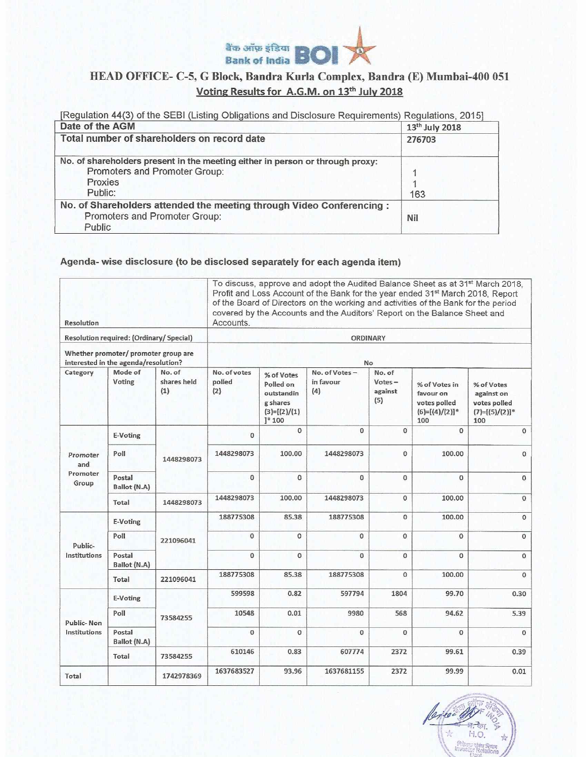# HEAD OFFICE- C-5, G Block, Bandra Kurla Complex, Bandra (E) Mumbai-400 051

## Voting Results for A.G.M. on 13th July 2018

[Regulation 44(3) of the SEBI (Listing Obligations and Disclosure Requirements) Regulations, 2015]

| | |
|---|---|
| **Date of the AGM** | 13th July 2018 |
| **Total number of shareholders on record date** | 276703 |
| **No. of shareholders present in the meeting either in person or through proxy:**<br>Promoters and Promoter Group:<br>Proxies<br>Public: | <br>1<br>1<br>163 |
| **No. of Shareholders attended the meeting through Video Conferencing :**<br>Promoters and Promoter Group:<br>Public | Nil |

### Agenda- wise disclosure (to be disclosed separately for each agenda item)

| Resolution | | | To discuss, approve and adopt the Audited Balance Sheet as at 31st March 2018, Profit and Loss Account of the Bank for the year ended 31st March 2018, Report of the Board of Directors on the working and activities of the Bank for the period covered by the Accounts and the Auditors' Report on the Balance Sheet and Accounts. | | | | | |
|---|---|---|---|---|---|---|---|---|
| Resolution required: (Ordinary/ Special) | | | ORDINARY | | | | | |
| Whether promoter/ promoter group are interested in the agenda/resolution? | | | No | | | | | |
| Category | Mode of Voting | No. of shares held (1) | No. of votes polled (2) | % of Votes Polled on outstanding shares (3)=[(2)/(1)]* 100 | No. of Votes – in favour (4) | No. of Votes – against (5) | % of Votes in favour on votes polled (6)=[(4)/(2)]* 100 | % of Votes against on votes polled (7)=[(5)/(2)]* 100 |
| Promoter and Promoter Group | E-Voting | 1448298073 | 0 | 0 | 0 | 0 | 0 | 0 |
| | Poll | | 1448298073 | 100.00 | 1448298073 | 0 | 100.00 | 0 |
| | Postal Ballot (N.A) | | 0 | 0 | 0 | 0 | 0 | 0 |
| | Total | 1448298073 | 1448298073 | 100.00 | 1448298073 | 0 | 100.00 | 0 |
| Public- Institutions | E-Voting | 221096041 | 188775308 | 85.38 | 188775308 | 0 | 100.00 | 0 |
| | Poll | | 0 | 0 | 0 | 0 | 0 | 0 |
| | Postal Ballot (N.A) | | 0 | 0 | 0 | 0 | 0 | 0 |
| | Total | 221096041 | 188775308 | 85.38 | 188775308 | 0 | 100.00 | 0 |
| Public- Non Institutions | E-Voting | 73584255 | 599598 | 0.82 | 597794 | 1804 | 99.70 | 0.30 |
| | Poll | | 10548 | 0.01 | 9980 | 568 | 94.62 | 5.39 |
| | Postal Ballot (N.A) | | 0 | 0 | 0 | 0 | 0 | 0 |
| | Total | 73584255 | 610146 | 0.83 | 607774 | 2372 | 99.61 | 0.39 |
| Total | | 1742978369 | 1637683527 | 93.96 | 1637681155 | 2372 | 99.99 | 0.01 |